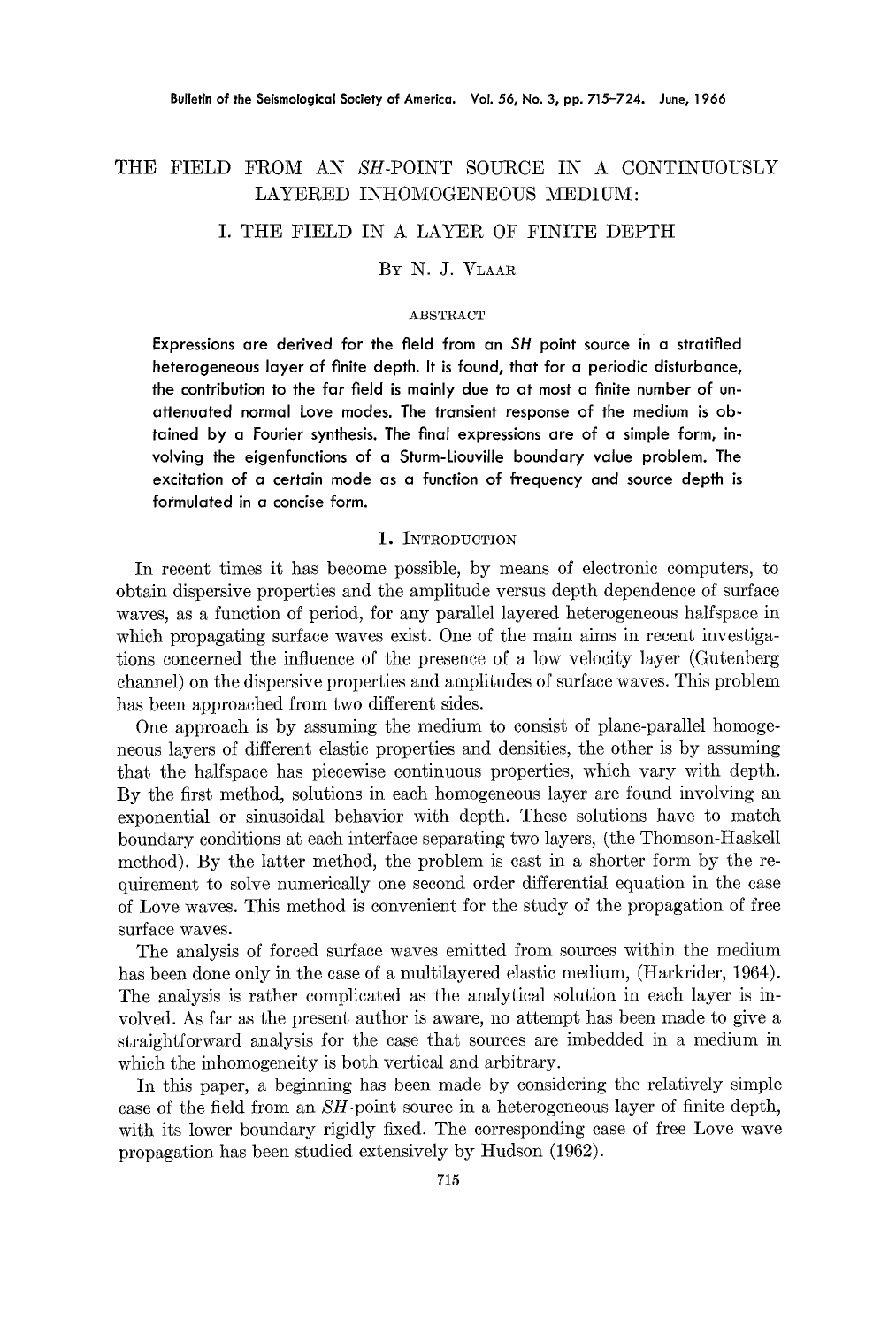# THE FIELD FROM AN *SH*-POINT SOURCE IN A CONTINUOUSLY LAYERED INHOMOGENEOUS MEDIUM:

## I. THE FIELD IN A LAYER OF FINITE DEPTH

By N. J. Vlaar

### ABSTRACT

Expressions are derived for the field from an SH point source in a stratified heterogeneous layer of finite depth. It is found, that for a periodic disturbance, the contribution to the far field is mainly due to at most a finite number of unattenuated normal Love modes. The transient response of the medium is obtained by a Fourier synthesis. The final expressions are of a simple form, involving the eigenfunctions of a Sturm-Liouville boundary value problem. The excitation of a certain mode as a function of frequency and source depth is formulated in a concise form.

### 1. Introduction

In recent times it has become possible, by means of electronic computers, to obtain dispersive properties and the amplitude versus depth dependence of surface waves, as a function of period, for any parallel layered heterogeneous halfspace in which propagating surface waves exist. One of the main aims in recent investigations concerned the influence of the presence of a low velocity layer (Gutenberg channel) on the dispersive properties and amplitudes of surface waves. This problem has been approached from two different sides.

One approach is by assuming the medium to consist of plane-parallel homogeneous layers of different elastic properties and densities, the other is by assuming that the halfspace has piecewise continuous properties, which vary with depth. By the first method, solutions in each homogeneous layer are found involving an exponential or sinusoidal behavior with depth. These solutions have to match boundary conditions at each interface separating two layers, (the Thomson-Haskell method). By the latter method, the problem is cast in a shorter form by the requirement to solve numerically one second order differential equation in the case of Love waves. This method is convenient for the study of the propagation of free surface waves.

The analysis of forced surface waves emitted from sources within the medium has been done only in the case of a multilayered elastic medium, (Harkrider, 1964). The analysis is rather complicated as the analytical solution in each layer is involved. As far as the present author is aware, no attempt has been made to give a straightforward analysis for the case that sources are imbedded in a medium in which the inhomogeneity is both vertical and arbitrary.

In this paper, a beginning has been made by considering the relatively simple case of the field from an *SH*-point source in a heterogeneous layer of finite depth, with its lower boundary rigidly fixed. The corresponding case of free Love wave propagation has been studied extensively by Hudson (1962).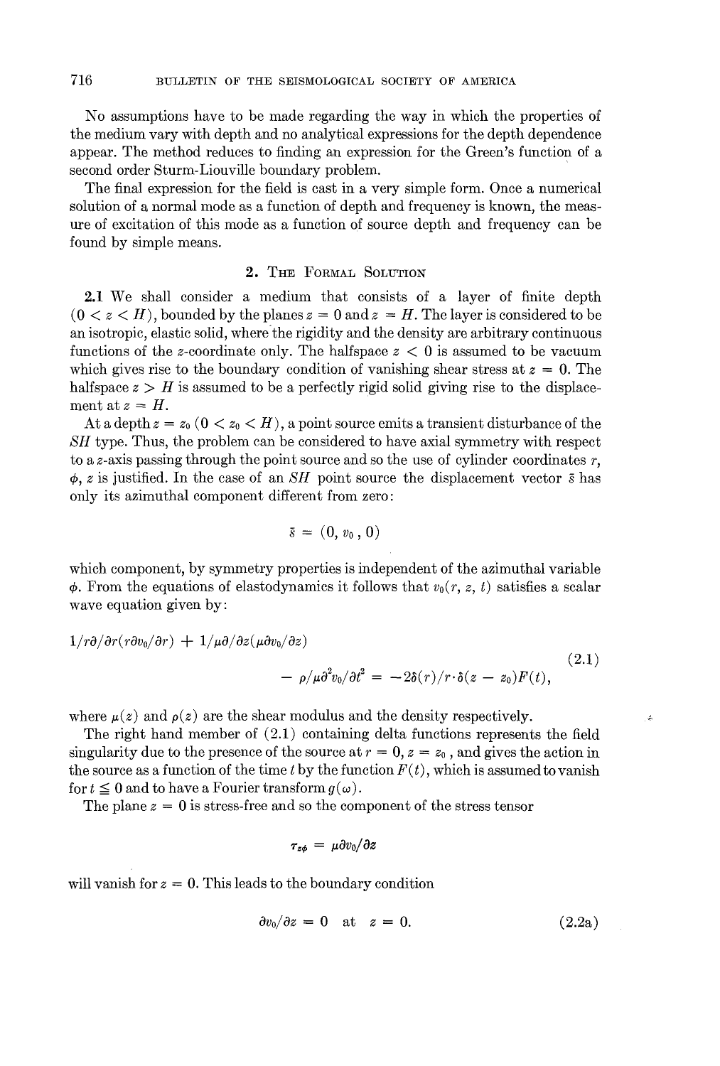No assumptions have to be made regarding the way in which the properties of the medium vary with depth and no analytical expressions for the depth dependence appear. The method reduces to finding an expression for the Green's function of a second order Sturm-Liouville boundary problem.

The final expression for the field is cast in a very simple form. Once a numerical solution of a normal mode as a function of depth and frequency is known, the measure of excitation of this mode as a function of source depth and frequency can be found by simple means.

## 2. The Formal Solution

**2.1** We shall consider a medium that consists of a layer of finite depth ($0 < z < H$), bounded by the planes $z = 0$ and $z = H$. The layer is considered to be an isotropic, elastic solid, where the rigidity and the density are arbitrary continuous functions of the $z$-coordinate only. The halfspace $z < 0$ is assumed to be vacuum which gives rise to the boundary condition of vanishing shear stress at $z = 0$. The halfspace $z > H$ is assumed to be a perfectly rigid solid giving rise to the displacement at $z = H$.

At a depth $z = z_0$ ($0 < z_0 < H$), a point source emits a transient disturbance of the *SH* type. Thus, the problem can be considered to have axial symmetry with respect to a $z$-axis passing through the point source and so the use of cylinder coordinates $r$, $\phi$, $z$ is justified. In the case of an *SH* point source the displacement vector $\bar{s}$ has only its azimuthal component different from zero:

$$\bar{s} = (0, v_0, 0)$$

which component, by symmetry properties is independent of the azimuthal variable $\phi$. From the equations of elastodynamics it follows that $v_0(r, z, t)$ satisfies a scalar wave equation given by:

$$1/r\partial/\partial r(r\partial v_0/\partial r) + 1/\mu\partial/\partial z(\mu\partial v_0/\partial z) - \rho/\mu\partial^2 v_0/\partial t^2 = -2\delta(r)/r\cdot\delta(z - z_0)F(t), \tag{2.1}$$

where $\mu(z)$ and $\rho(z)$ are the shear modulus and the density respectively.

The right hand member of (2.1) containing delta functions represents the field singularity due to the presence of the source at $r = 0$, $z = z_0$, and gives the action in the source as a function of the time $t$ by the function $F(t)$, which is assumed to vanish for $t \leqq 0$ and to have a Fourier transform $g(\omega)$.

The plane $z = 0$ is stress-free and so the component of the stress tensor

$$\tau_{z\phi} = \mu\partial v_0/\partial z$$

will vanish for $z = 0$. This leads to the boundary condition

$$\partial v_0/\partial z = 0 \quad \text{at} \quad z = 0. \tag{2.2a}$$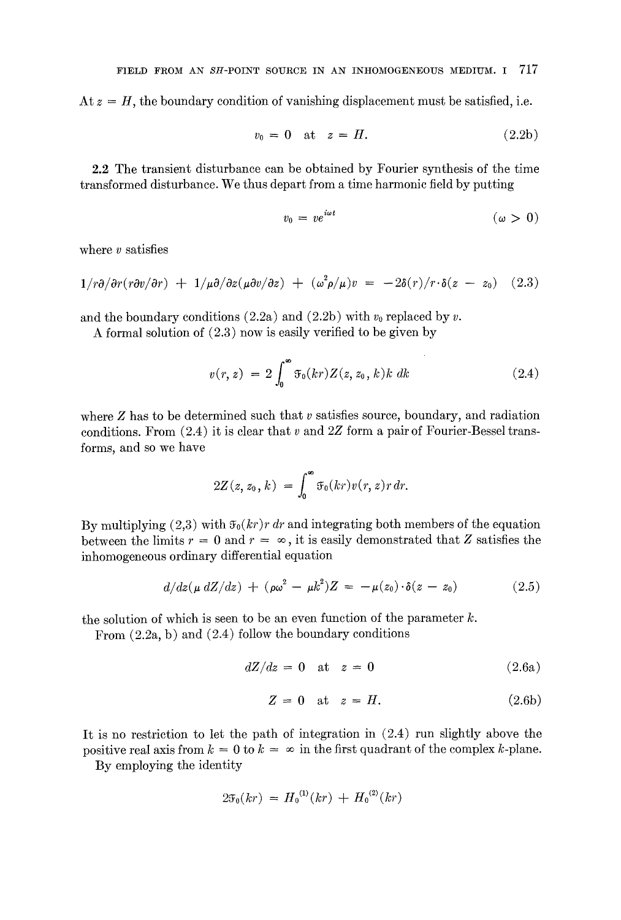At $z = H$, the boundary condition of vanishing displacement must be satisfied, i.e.

$$v_0 = 0 \quad \text{at} \quad z = H. \tag{2.2b}$$

**2.2** The transient disturbance can be obtained by Fourier synthesis of the time transformed disturbance. We thus depart from a time harmonic field by putting

$$v_0 = ve^{i\omega t} \qquad (\omega > 0)$$

where $v$ satisfies

$$1/r\partial/\partial r(r\partial v/\partial r) + 1/\mu\partial/\partial z(\mu\partial v/\partial z) + (\omega^2\rho/\mu)v = -2\delta(r)/r\cdot\delta(z - z_0) \tag{2.3}$$

and the boundary conditions (2.2a) and (2.2b) with $v_0$ replaced by $v$.

A formal solution of (2.3) now is easily verified to be given by

$$v(r, z) = 2\int_0^\infty \mathfrak{J}_0(kr)Z(z, z_0, k)k\,dk \tag{2.4}$$

where $Z$ has to be determined such that $v$ satisfies source, boundary, and radiation conditions. From (2.4) it is clear that $v$ and $2Z$ form a pair of Fourier-Bessel transforms, and so we have

$$2Z(z, z_0, k) = \int_0^\infty \mathfrak{J}_0(kr)v(r, z)r\,dr.$$

By multiplying (2,3) with $\mathfrak{J}_0(kr)r\,dr$ and integrating both members of the equation between the limits $r = 0$ and $r = \infty$, it is easily demonstrated that $Z$ satisfies the inhomogeneous ordinary differential equation

$$d/dz(\mu\, dZ/dz) + (\rho\omega^2 - \mu k^2)Z = -\mu(z_0)\cdot\delta(z - z_0) \tag{2.5}$$

the solution of which is seen to be an even function of the parameter $k$.

From (2.2a, b) and (2.4) follow the boundary conditions

$$dZ/dz = 0 \quad \text{at} \quad z = 0 \tag{2.6a}$$

$$Z = 0 \quad \text{at} \quad z = H. \tag{2.6b}$$

It is no restriction to let the path of integration in (2.4) run slightly above the positive real axis from $k = 0$ to $k = \infty$ in the first quadrant of the complex $k$-plane.

By employing the identity

$$2\mathfrak{J}_0(kr) = H_0^{(1)}(kr) + H_0^{(2)}(kr)$$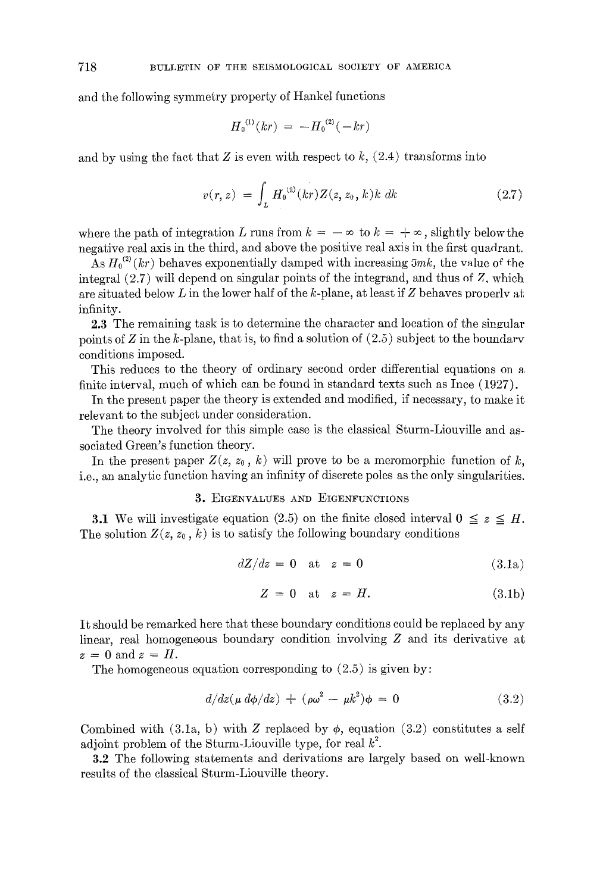and the following symmetry property of Hankel functions

$$H_0^{(1)}(kr) = -H_0^{(2)}(-kr)$$

and by using the fact that $Z$ is even with respect to $k$, (2.4) transforms into

$$v(r, z) = \int_L H_0^{(2)}(kr) Z(z, z_0, k) k \, dk \tag{2.7}$$

where the path of integration $L$ runs from $k = -\infty$ to $k = +\infty$, slightly below the negative real axis in the third, and above the positive real axis in the first quadrant.

As $H_0^{(2)}(kr)$ behaves exponentially damped with increasing $\mathfrak{Im}k$, the value of the integral (2.7) will depend on singular points of the integrand, and thus of $Z$, which are situated below $L$ in the lower half of the $k$-plane, at least if $Z$ behaves properly at infinity.

**2.3** The remaining task is to determine the character and location of the singular points of $Z$ in the $k$-plane, that is, to find a solution of (2.5) subject to the boundary conditions imposed.

This reduces to the theory of ordinary second order differential equations on a finite interval, much of which can be found in standard texts such as Ince (1927).

In the present paper the theory is extended and modified, if necessary, to make it relevant to the subject under consideration.

The theory involved for this simple case is the classical Sturm-Liouville and associated Green's function theory.

In the present paper $Z(z, z_0, k)$ will prove to be a meromorphic function of $k$, i.e., an analytic function having an infinity of discrete poles as the only singularities.

## 3. Eigenvalues and Eigenfunctions

**3.1** We will investigate equation (2.5) on the finite closed interval $0 \leqq z \leqq H$. The solution $Z(z, z_0, k)$ is to satisfy the following boundary conditions

$$dZ/dz = 0 \quad \text{at} \quad z = 0 \tag{3.1a}$$

$$Z = 0 \quad \text{at} \quad z = H. \tag{3.1b}$$

It should be remarked here that these boundary conditions could be replaced by any linear, real homogeneous boundary condition involving $Z$ and its derivative at $z = 0$ and $z = H$.

The homogeneous equation corresponding to (2.5) is given by:

$$d/dz(\mu \, d\phi/dz) + (\rho\omega^2 - \mu k^2)\phi = 0 \tag{3.2}$$

Combined with (3.1a, b) with $Z$ replaced by $\phi$, equation (3.2) constitutes a self adjoint problem of the Sturm-Liouville type, for real $k^2$.

**3.2** The following statements and derivations are largely based on well-known results of the classical Sturm-Liouville theory.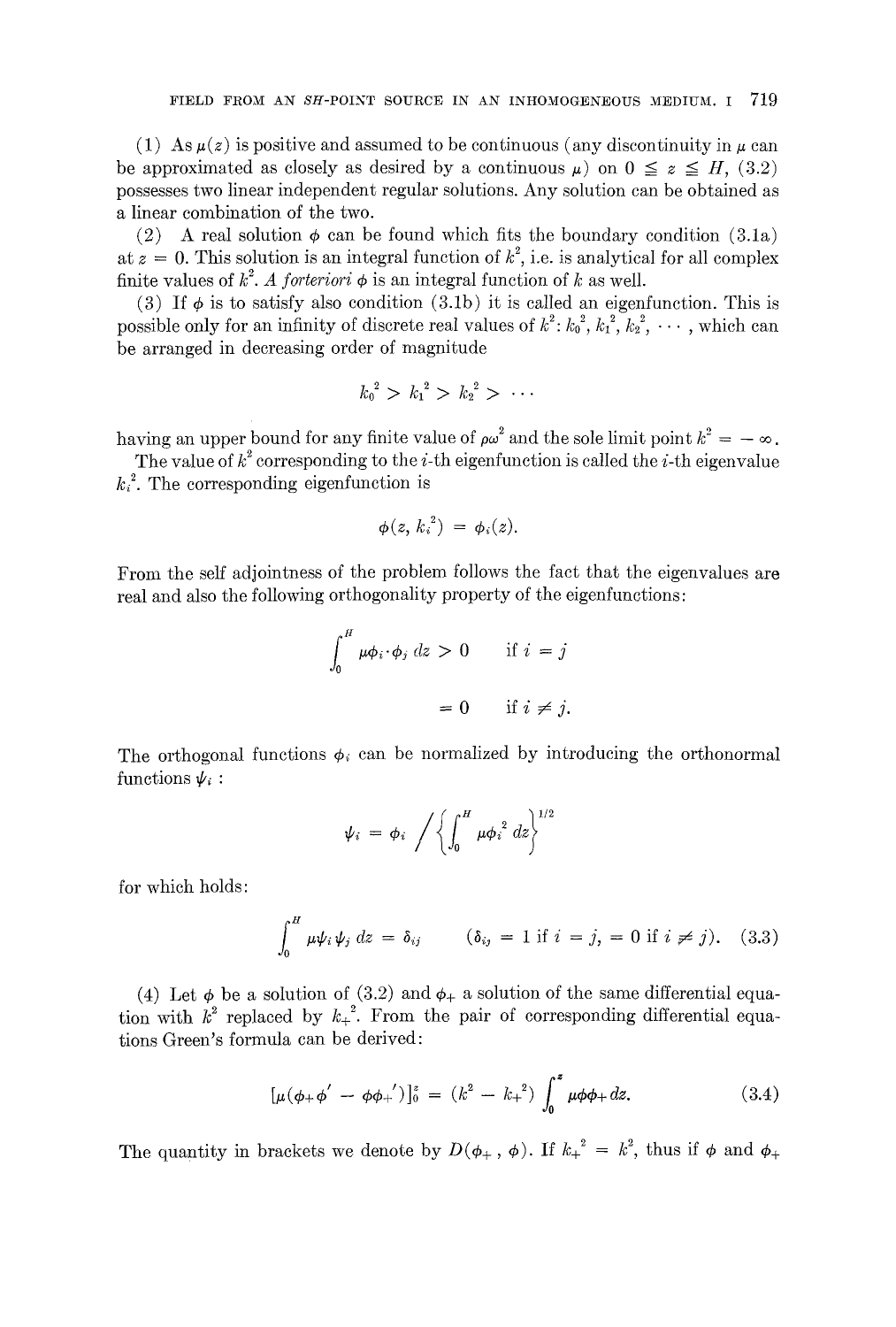(1) As $\mu(z)$ is positive and assumed to be continuous (any discontinuity in $\mu$ can be approximated as closely as desired by a continuous $\mu$) on $0 \leqq z \leqq H$, (3.2) possesses two linear independent regular solutions. Any solution can be obtained as a linear combination of the two.

(2) A real solution $\phi$ can be found which fits the boundary condition (3.1a) at $z = 0$. This solution is an integral function of $k^2$, i.e. is analytical for all complex finite values of $k^2$. *A forteriori* $\phi$ is an integral function of $k$ as well.

(3) If $\phi$ is to satisfy also condition (3.1b) it is called an eigenfunction. This is possible only for an infinity of discrete real values of $k^2$: $k_0^2, k_1^2, k_2^2, \cdots$, which can be arranged in decreasing order of magnitude

$$k_0^2 > k_1^2 > k_2^2 > \cdots$$

having an upper bound for any finite value of $\rho\omega^2$ and the sole limit point $k^2 = -\infty$.

The value of $k^2$ corresponding to the $i$-th eigenfunction is called the $i$-th eigenvalue $k_i^2$. The corresponding eigenfunction is

$$\phi(z, k_i^2) = \phi_i(z).$$

From the self adjointness of the problem follows the fact that the eigenvalues are real and also the following orthogonality property of the eigenfunctions:

$$\int_0^H \mu\phi_i \cdot \phi_j \, dz > 0 \qquad \text{if } i = j$$

$$= 0 \qquad \text{if } i \neq j.$$

The orthogonal functions $\phi_i$ can be normalized by introducing the orthonormal functions $\psi_i$:

$$\psi_i = \phi_i \bigg/ \left\{ \int_0^H \mu\phi_i^2 \, dz \right\}^{1/2}$$

for which holds:

$$\int_0^H \mu\psi_i \psi_j \, dz = \delta_{ij} \qquad (\delta_{ij} = 1 \text{ if } i = j, = 0 \text{ if } i \neq j). \quad (3.3)$$

(4) Let $\phi$ be a solution of (3.2) and $\phi_+$ a solution of the same differential equation with $k^2$ replaced by $k_+^2$. From the pair of corresponding differential equations Green's formula can be derived:

$$[\mu(\phi_+\phi' - \phi\phi_+')]_0^z = (k^2 - k_+^2) \int_0^z \mu\phi\phi_+ \, dz. \quad (3.4)$$

The quantity in brackets we denote by $D(\phi_+, \phi)$. If $k_+^2 = k^2$, thus if $\phi$ and $\phi_+$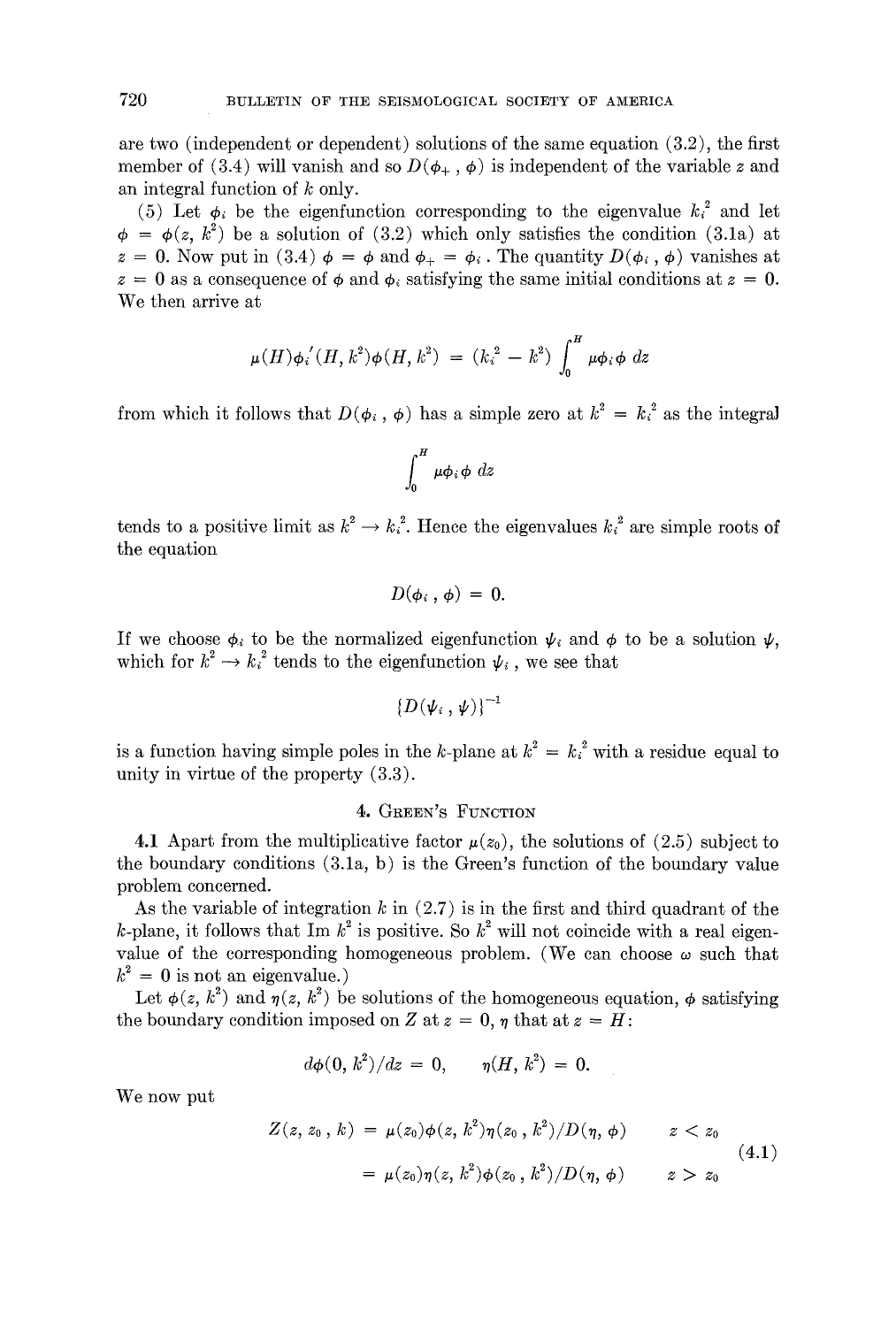are two (independent or dependent) solutions of the same equation (3.2), the first member of (3.4) will vanish and so $D(\phi_+, \phi)$ is independent of the variable $z$ and an integral function of $k$ only.

(5) Let $\phi_i$ be the eigenfunction corresponding to the eigenvalue $k_i^2$ and let $\phi = \phi(z, k^2)$ be a solution of (3.2) which only satisfies the condition (3.1a) at $z = 0$. Now put in (3.4) $\phi = \phi$ and $\phi_+ = \phi_i$. The quantity $D(\phi_i, \phi)$ vanishes at $z = 0$ as a consequence of $\phi$ and $\phi_i$ satisfying the same initial conditions at $z = 0$. We then arrive at

$$\mu(H)\phi_i'(H, k^2)\phi(H, k^2) = (k_i^2 - k^2) \int_0^H \mu\phi_i\phi \, dz$$

from which it follows that $D(\phi_i, \phi)$ has a simple zero at $k^2 = k_i^2$ as the integral

$$\int_0^H \mu\phi_i\phi \, dz$$

tends to a positive limit as $k^2 \to k_i^2$. Hence the eigenvalues $k_i^2$ are simple roots of the equation

$$D(\phi_i, \phi) = 0.$$

If we choose $\phi_i$ to be the normalized eigenfunction $\psi_i$ and $\phi$ to be a solution $\psi$, which for $k^2 \to k_i^2$ tends to the eigenfunction $\psi_i$, we see that

$$\{D(\psi_i, \psi)\}^{-1}$$

is a function having simple poles in the $k$-plane at $k^2 = k_i^2$ with a residue equal to unity in virtue of the property (3.3).

## 4. Green's Function

4.1 Apart from the multiplicative factor $\mu(z_0)$, the solutions of (2.5) subject to the boundary conditions (3.1a, b) is the Green's function of the boundary value problem concerned.

As the variable of integration $k$ in (2.7) is in the first and third quadrant of the $k$-plane, it follows that Im $k^2$ is positive. So $k^2$ will not coincide with a real eigenvalue of the corresponding homogeneous problem. (We can choose $\omega$ such that $k^2 = 0$ is not an eigenvalue.)

Let $\phi(z, k^2)$ and $\eta(z, k^2)$ be solutions of the homogeneous equation, $\phi$ satisfying the boundary condition imposed on $Z$ at $z = 0$, $\eta$ that at $z = H$:

$$d\phi(0, k^2)/dz = 0, \qquad \eta(H, k^2) = 0.$$

We now put

$$\begin{aligned} Z(z, z_0, k) &= \mu(z_0)\phi(z, k^2)\eta(z_0, k^2)/D(\eta, \phi) \qquad z < z_0 \\ &= \mu(z_0)\eta(z, k^2)\phi(z_0, k^2)/D(\eta, \phi) \qquad z > z_0 \end{aligned} \tag{4.1}$$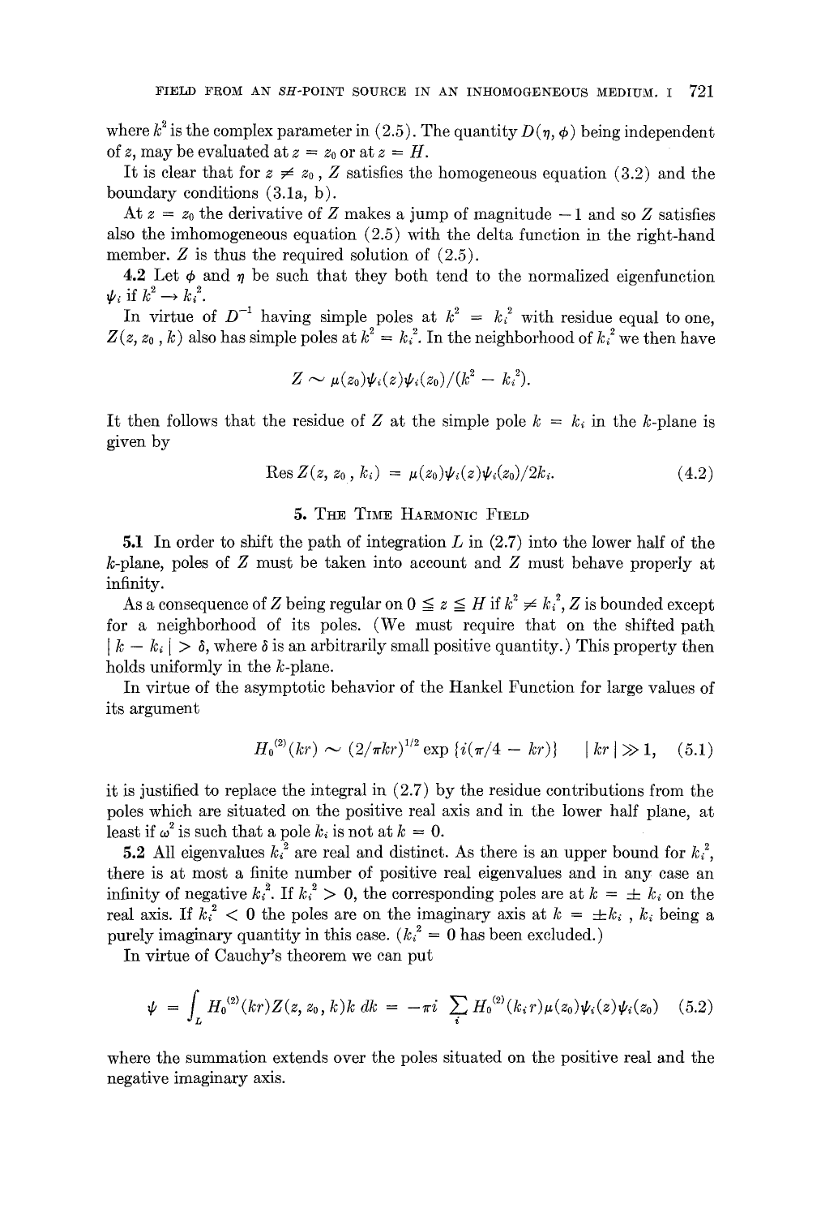where $k^2$ is the complex parameter in (2.5). The quantity $D(\eta, \phi)$ being independent of $z$, may be evaluated at $z = z_0$ or at $z = H$.

It is clear that for $z \neq z_0$, $Z$ satisfies the homogeneous equation (3.2) and the boundary conditions (3.1a, b).

At $z = z_0$ the derivative of $Z$ makes a jump of magnitude $-1$ and so $Z$ satisfies also the imhomogeneous equation (2.5) with the delta function in the right-hand member. $Z$ is thus the required solution of (2.5).

**4.2** Let $\phi$ and $\eta$ be such that they both tend to the normalized eigenfunction $\psi_i$ if $k^2 \to k_i^2$.

In virtue of $D^{-1}$ having simple poles at $k^2 = k_i^2$ with residue equal to one, $Z(z, z_0, k)$ also has simple poles at $k^2 = k_i^2$. In the neighborhood of $k_i^2$ we then have

$$Z \sim \mu(z_0)\psi_i(z)\psi_i(z_0)/(k^2 - k_i^2).$$

It then follows that the residue of $Z$ at the simple pole $k = k_i$ in the $k$-plane is given by

$$\operatorname{Res} Z(z, z_0, k_i) = \mu(z_0)\psi_i(z)\psi_i(z_0)/2k_i. \tag{4.2}$$

## 5. The Time Harmonic Field

**5.1** In order to shift the path of integration $L$ in (2.7) into the lower half of the $k$-plane, poles of $Z$ must be taken into account and $Z$ must behave properly at infinity.

As a consequence of $Z$ being regular on $0 \leqq z \leqq H$ if $k^2 \neq k_i^2$, $Z$ is bounded except for a neighborhood of its poles. (We must require that on the shifted path $| k - k_i | > \delta$, where $\delta$ is an arbitrarily small positive quantity.) This property then holds uniformly in the $k$-plane.

In virtue of the asymptotic behavior of the Hankel Function for large values of its argument

$$H_0^{(2)}(kr) \sim (2/\pi kr)^{1/2} \exp\{i(\pi/4 - kr)\} \qquad | kr | \gg 1, \tag{5.1}$$

it is justified to replace the integral in (2.7) by the residue contributions from the poles which are situated on the positive real axis and in the lower half plane, at least if $\omega^2$ is such that a pole $k_i$ is not at $k = 0$.

**5.2** All eigenvalues $k_i^2$ are real and distinct. As there is an upper bound for $k_i^2$, there is at most a finite number of positive real eigenvalues and in any case an infinity of negative $k_i^2$. If $k_i^2 > 0$, the corresponding poles are at $k = \pm k_i$ on the real axis. If $k_i^2 < 0$ the poles are on the imaginary axis at $k = \pm k_i$, $k_i$ being a purely imaginary quantity in this case. ($k_i^2 = 0$ has been excluded.)

In virtue of Cauchy's theorem we can put

$$\psi = \int_L H_0^{(2)}(kr)Z(z, z_0, k)k\, dk = -\pi i \sum_i H_0^{(2)}(k_i r)\mu(z_0)\psi_i(z)\psi_i(z_0) \tag{5.2}$$

where the summation extends over the poles situated on the positive real and the negative imaginary axis.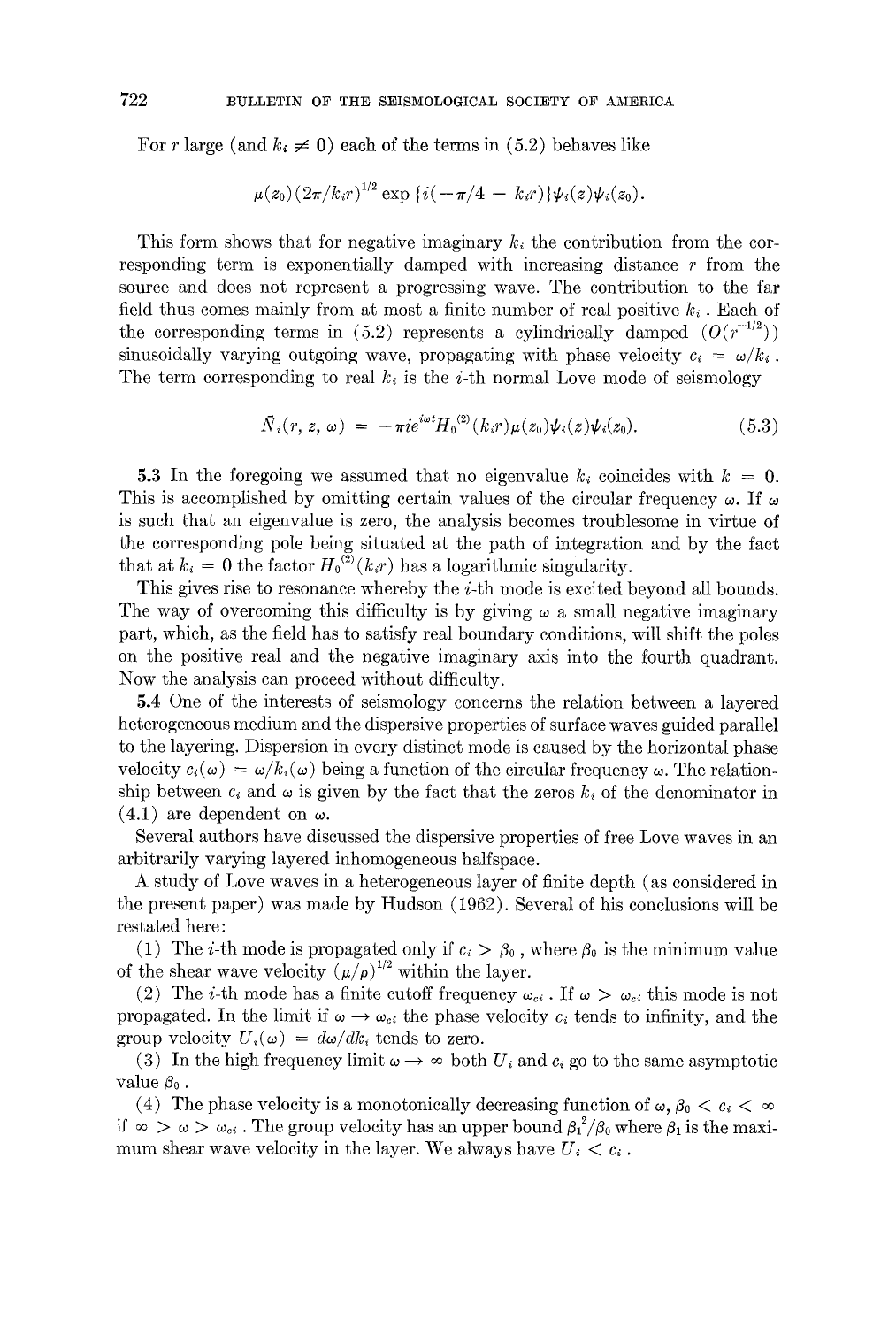For $r$ large (and $k_i \neq 0$) each of the terms in (5.2) behaves like

$$\mu(z_0)(2\pi/k_i r)^{1/2} \exp\{i(-\pi/4 - k_i r)\}\psi_i(z)\psi_i(z_0).$$

This form shows that for negative imaginary $k_i$ the contribution from the corresponding term is exponentially damped with increasing distance $r$ from the source and does not represent a progressing wave. The contribution to the far field thus comes mainly from at most a finite number of real positive $k_i$. Each of the corresponding terms in (5.2) represents a cylindrically damped ($O(r^{-1/2})$) sinusoidally varying outgoing wave, propagating with phase velocity $c_i = \omega/k_i$. The term corresponding to real $k_i$ is the $i$-th normal Love mode of seismology

$$\bar{N}_i(r, z, \omega) = -\pi i e^{i\omega t} H_0^{(2)}(k_i r)\mu(z_0)\psi_i(z)\psi_i(z_0). \tag{5.3}$$

**5.3** In the foregoing we assumed that no eigenvalue $k_i$ coincides with $k = 0$. This is accomplished by omitting certain values of the circular frequency $\omega$. If $\omega$ is such that an eigenvalue is zero, the analysis becomes troublesome in virtue of the corresponding pole being situated at the path of integration and by the fact that at $k_i = 0$ the factor $H_0^{(2)}(k_i r)$ has a logarithmic singularity.

This gives rise to resonance whereby the $i$-th mode is excited beyond all bounds. The way of overcoming this difficulty is by giving $\omega$ a small negative imaginary part, which, as the field has to satisfy real boundary conditions, will shift the poles on the positive real and the negative imaginary axis into the fourth quadrant. Now the analysis can proceed without difficulty.

**5.4** One of the interests of seismology concerns the relation between a layered heterogeneous medium and the dispersive properties of surface waves guided parallel to the layering. Dispersion in every distinct mode is caused by the horizontal phase velocity $c_i(\omega) = \omega/k_i(\omega)$ being a function of the circular frequency $\omega$. The relationship between $c_i$ and $\omega$ is given by the fact that the zeros $k_i$ of the denominator in (4.1) are dependent on $\omega$.

Several authors have discussed the dispersive properties of free Love waves in an arbitrarily varying layered inhomogeneous halfspace.

A study of Love waves in a heterogeneous layer of finite depth (as considered in the present paper) was made by Hudson (1962). Several of his conclusions will be restated here:

(1) The $i$-th mode is propagated only if $c_i > \beta_0$, where $\beta_0$ is the minimum value of the shear wave velocity $(\mu/\rho)^{1/2}$ within the layer.

(2) The $i$-th mode has a finite cutoff frequency $\omega_{ci}$. If $\omega > \omega_{ci}$ this mode is not propagated. In the limit if $\omega \to \omega_{ci}$ the phase velocity $c_i$ tends to infinity, and the group velocity $U_i(\omega) = d\omega/dk_i$ tends to zero.

(3) In the high frequency limit $\omega \to \infty$ both $U_i$ and $c_i$ go to the same asymptotic value $\beta_0$.

(4) The phase velocity is a monotonically decreasing function of $\omega$, $\beta_0 < c_i < \infty$ if $\infty > \omega > \omega_{ci}$. The group velocity has an upper bound $\beta_1^2/\beta_0$ where $\beta_1$ is the maximum shear wave velocity in the layer. We always have $U_i < c_i$.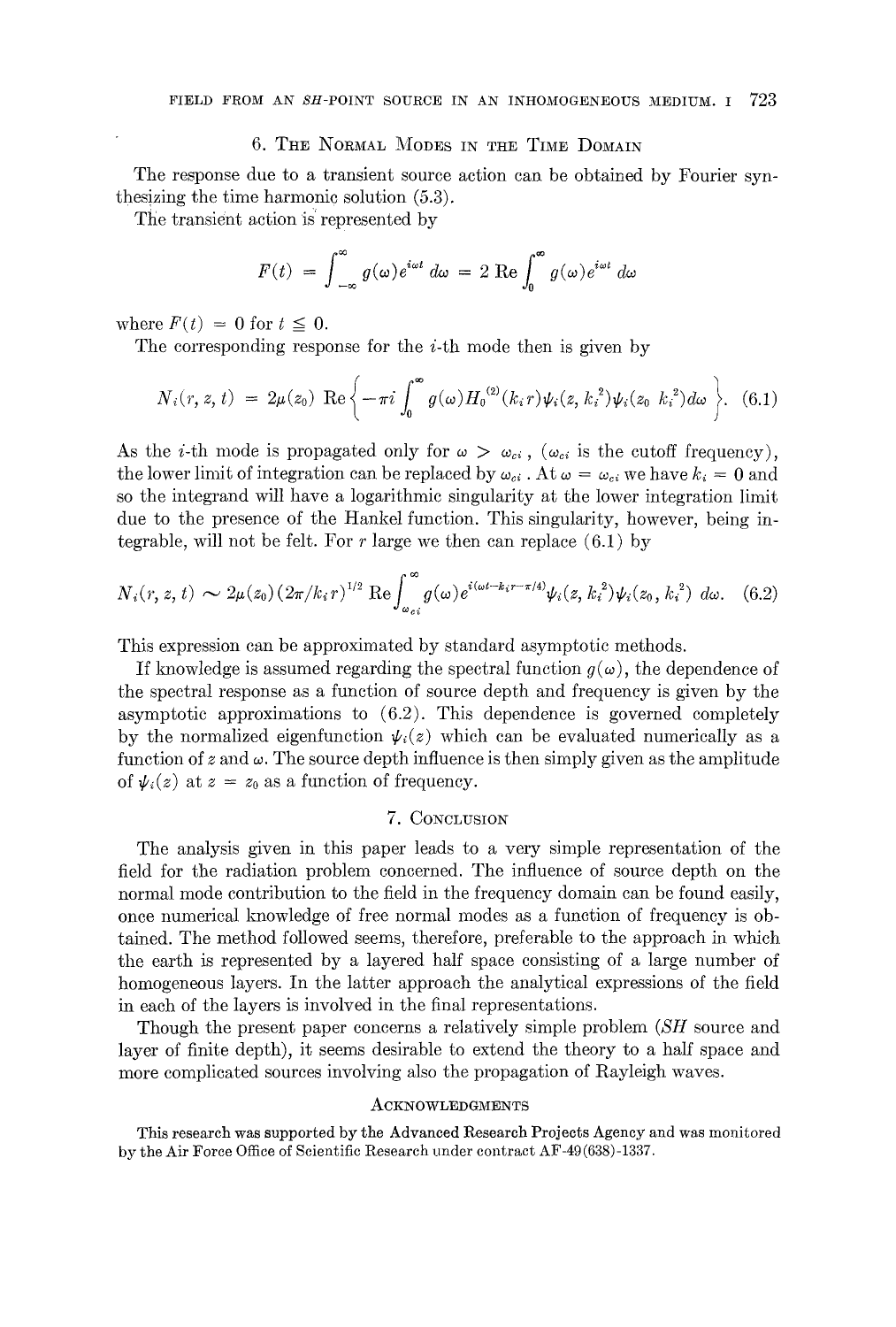## 6. The Normal Modes in the Time Domain

The response due to a transient source action can be obtained by Fourier synthesizing the time harmonic solution (5.3).

The transient action is represented by

$$F(t) = \int_{-\infty}^{\infty} g(\omega)e^{i\omega t}\,d\omega = 2\,\mathrm{Re}\int_0^{\infty} g(\omega)e^{i\omega t}\,d\omega$$

where $F(t) = 0$ for $t \leq 0$.

The corresponding response for the $i$-th mode then is given by

$$N_i(r, z, t) = 2\mu(z_0)\,\mathrm{Re}\left\{-\pi i \int_0^{\infty} g(\omega) H_0^{(2)}(k_i r)\psi_i(z, k_i^2)\psi_i(z_0\ k_i^2)d\omega\right\}. \quad (6.1)$$

As the $i$-th mode is propagated only for $\omega > \omega_{ci}$, ($\omega_{ci}$ is the cutoff frequency), the lower limit of integration can be replaced by $\omega_{ci}$. At $\omega = \omega_{ci}$ we have $k_i = 0$ and so the integrand will have a logarithmic singularity at the lower integration limit due to the presence of the Hankel function. This singularity, however, being integrable, will not be felt. For $r$ large we then can replace (6.1) by

$$N_i(r, z, t) \sim 2\mu(z_0)(2\pi/k_i r)^{1/2}\,\mathrm{Re}\int_{\omega_{ci}}^{\infty} g(\omega)e^{i(\omega t - k_i r - \pi/4)}\psi_i(z, k_i^2)\psi_i(z_0, k_i^2)\ d\omega. \quad (6.2)$$

This expression can be approximated by standard asymptotic methods.

If knowledge is assumed regarding the spectral function $g(\omega)$, the dependence of the spectral response as a function of source depth and frequency is given by the asymptotic approximations to (6.2). This dependence is governed completely by the normalized eigenfunction $\psi_i(z)$ which can be evaluated numerically as a function of $z$ and $\omega$. The source depth influence is then simply given as the amplitude of $\psi_i(z)$ at $z = z_0$ as a function of frequency.

## 7. Conclusion

The analysis given in this paper leads to a very simple representation of the field for the radiation problem concerned. The influence of source depth on the normal mode contribution to the field in the frequency domain can be found easily, once numerical knowledge of free normal modes as a function of frequency is obtained. The method followed seems, therefore, preferable to the approach in which the earth is represented by a layered half space consisting of a large number of homogeneous layers. In the latter approach the analytical expressions of the field in each of the layers is involved in the final representations.

Though the present paper concerns a relatively simple problem (*SH* source and layer of finite depth), it seems desirable to extend the theory to a half space and more complicated sources involving also the propagation of Rayleigh waves.

## Acknowledgments

This research was supported by the Advanced Research Projects Agency and was monitored by the Air Force Office of Scientific Research under contract AF-49(638)-1337.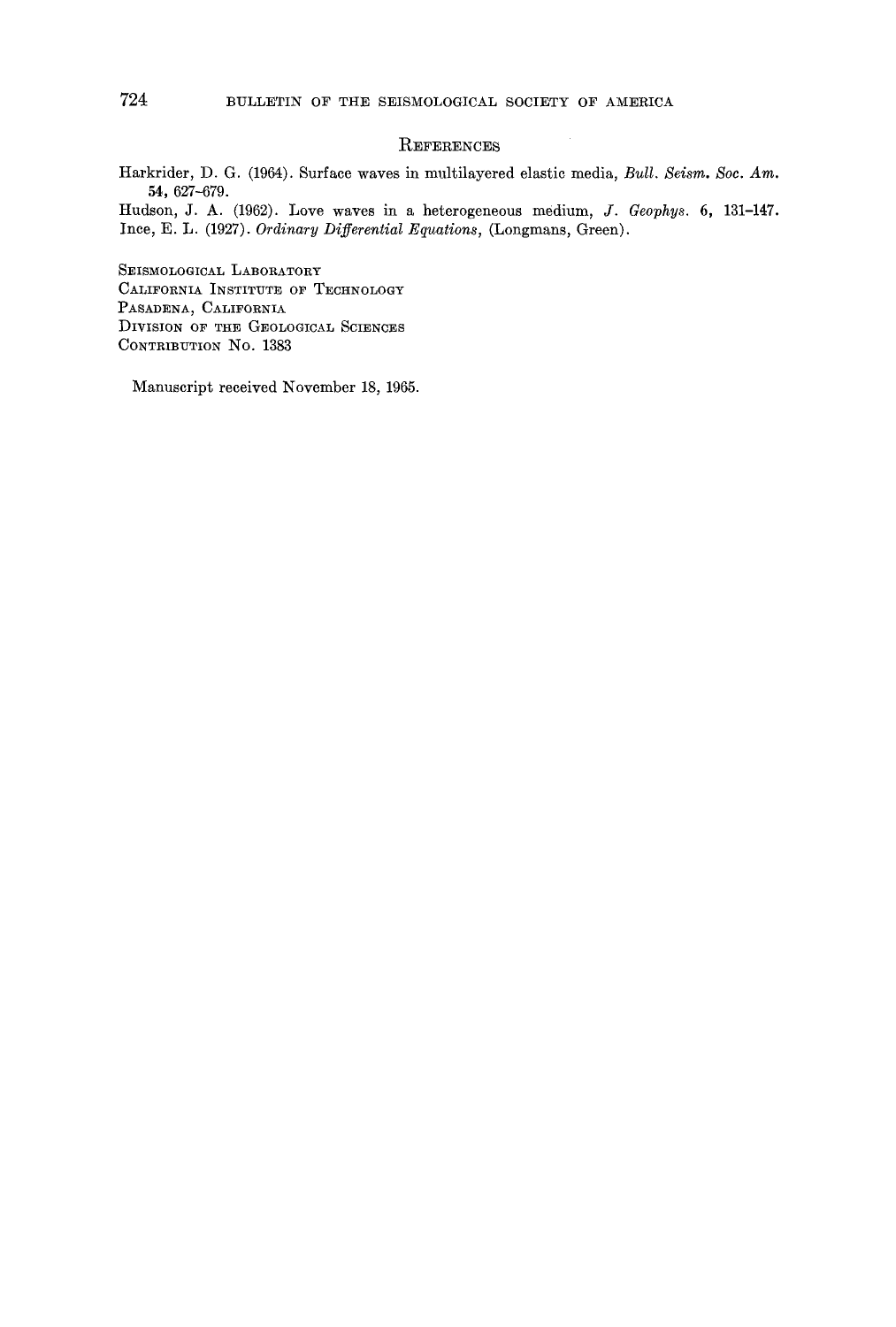## References

Harkrider, D. G. (1964). Surface waves in multilayered elastic media, *Bull. Seism. Soc. Am.* **54,** 627–679.

Hudson, J. A. (1962). Love waves in a heterogeneous medium, *J. Geophys.* **6,** 131–147.

Ince, E. L. (1927). *Ordinary Differential Equations*, (Longmans, Green).

Seismological Laboratory
California Institute of Technology
Pasadena, California
Division of the Geological Sciences
Contribution No. 1383

Manuscript received November 18, 1965.